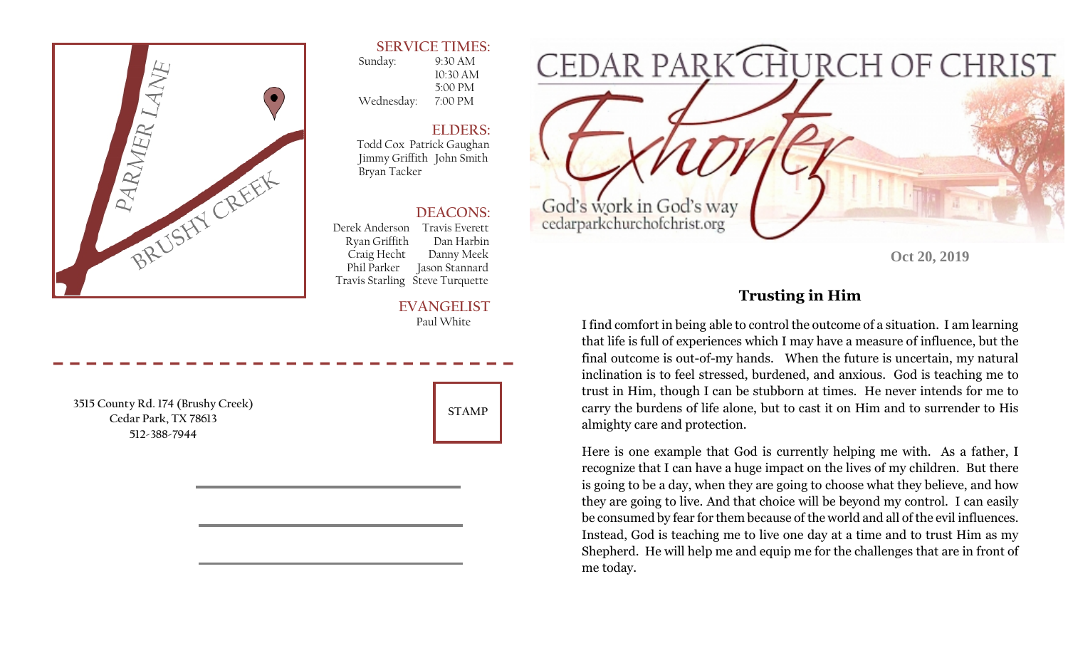PARMER LANE

BRUSHY CREEK

**SERVICE TIMES:**

Sunday: 9:30 AM
10:30 AM
5:00 PM

Wednesday: 7:00 PM

**ELDERS:**

Todd Cox, Patrick Gaughan, Jimmy Griffith, John Smith, Bryan Tacker

**DEACONS:**

Derek Anderson, Travis Everett, Ryan Griffith, Dan Harbin, Craig Hecht, Danny Meek, Phil Parker, Jason Stannard, Travis Starling, Steve Turquette

**EVANGELIST**

Paul White

3515 County Rd. 174 (Brushy Creek)
Cedar Park, TX 78613
512-388-7944

STAMP

# CEDAR PARK CHURCH OF CHRIST

## Exhorter

God's work in God's way
cedarparkchurchofchrist.org

Oct 20, 2019

### Trusting in Him

I find comfort in being able to control the outcome of a situation. I am learning that life is full of experiences which I may have a measure of influence, but the final outcome is out-of-my hands. When the future is uncertain, my natural inclination is to feel stressed, burdened, and anxious. God is teaching me to trust in Him, though I can be stubborn at times. He never intends for me to carry the burdens of life alone, but to cast it on Him and to surrender to His almighty care and protection.

Here is one example that God is currently helping me with. As a father, I recognize that I can have a huge impact on the lives of my children. But there is going to be a day, when they are going to choose what they believe, and how they are going to live. And that choice will be beyond my control. I can easily be consumed by fear for them because of the world and all of the evil influences. Instead, God is teaching me to live one day at a time and to trust Him as my Shepherd. He will help me and equip me for the challenges that are in front of me today.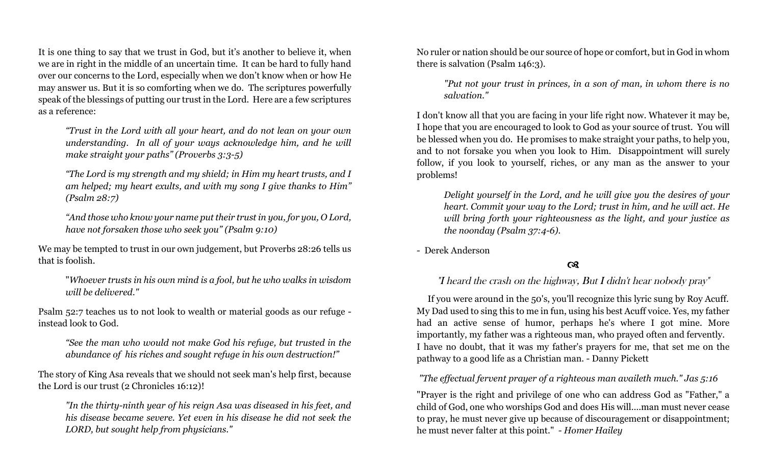It is one thing to say that we trust in God, but it's another to believe it, when we are in right in the middle of an uncertain time. It can be hard to fully hand over our concerns to the Lord, especially when we don't know when or how He may answer us. But it is so comforting when we do. The scriptures powerfully speak of the blessings of putting our trust in the Lord. Here are a few scriptures as a reference:

> *"Trust in the Lord with all your heart, and do not lean on your own understanding. In all of your ways acknowledge him, and he will make straight your paths" (Proverbs 3:3-5)*

> *"The Lord is my strength and my shield; in Him my heart trusts, and I am helped; my heart exults, and with my song I give thanks to Him" (Psalm 28:7)*

> *"And those who know your name put their trust in you, for you, O Lord, have not forsaken those who seek you" (Psalm 9:10)*

We may be tempted to trust in our own judgement, but Proverbs 28:26 tells us that is foolish.

> "*Whoever trusts in his own mind is a fool, but he who walks in wisdom will be delivered."*

Psalm 52:7 teaches us to not look to wealth or material goods as our refuge - instead look to God.

> *"See the man who would not make God his refuge, but trusted in the abundance of his riches and sought refuge in his own destruction!"*

The story of King Asa reveals that we should not seek man's help first, because the Lord is our trust (2 Chronicles 16:12)!

> *"In the thirty-ninth year of his reign Asa was diseased in his feet, and his disease became severe. Yet even in his disease he did not seek the LORD, but sought help from physicians."*

No ruler or nation should be our source of hope or comfort, but in God in whom there is salvation (Psalm 146:3).

> *"Put not your trust in princes, in a son of man, in whom there is no salvation."*

I don't know all that you are facing in your life right now. Whatever it may be, I hope that you are encouraged to look to God as your source of trust. You will be blessed when you do. He promises to make straight your paths, to help you, and to not forsake you when you look to Him. Disappointment will surely follow, if you look to yourself, riches, or any man as the answer to your problems!

> *Delight yourself in the Lord, and he will give you the desires of your heart. Commit your way to the Lord; trust in him, and he will act. He will bring forth your righteousness as the light, and your justice as the noonday (Psalm 37:4-6).*

- Derek Anderson

*"I heard the crash on the highway, But I didn't hear nobody pray"*

If you were around in the 50's, you'll recognize this lyric sung by Roy Acuff. My Dad used to sing this to me in fun, using his best Acuff voice. Yes, my father had an active sense of humor, perhaps he's where I got mine. More importantly, my father was a righteous man, who prayed often and fervently. I have no doubt, that it was my father's prayers for me, that set me on the pathway to a good life as a Christian man. - Danny Pickett

*"The effectual fervent prayer of a righteous man availeth much." Jas 5:16*

"Prayer is the right and privilege of one who can address God as "Father," a child of God, one who worships God and does His will....man must never cease to pray, he must never give up because of discouragement or disappointment; he must never falter at this point." - *Homer Hailey*